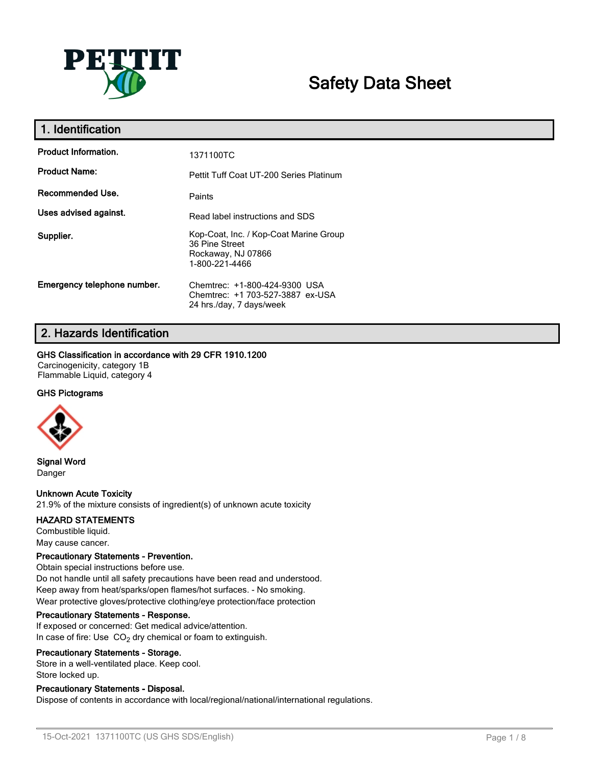# Safety Data Sheet

## 1. Identification

| | |
|---|---|
| **Product Information.** | 1371100TC |
| **Product Name:** | Pettit Tuff Coat UT-200 Series Platinum |
| **Recommended Use.** | Paints |
| **Uses advised against.** | Read label instructions and SDS |
| **Supplier.** | Kop-Coat, Inc. / Kop-Coat Marine Group<br>36 Pine Street<br>Rockaway, NJ 07866<br>1-800-221-4466 |
| **Emergency telephone number.** | Chemtrec: +1-800-424-9300 USA<br>Chemtrec: +1 703-527-3887 ex-USA<br>24 hrs./day, 7 days/week |

## 2. Hazards Identification

**GHS Classification in accordance with 29 CFR 1910.1200**

Carcinogenicity, category 1B
Flammable Liquid, category 4

**GHS Pictograms**

**Signal Word**

Danger

**Unknown Acute Toxicity**

21.9% of the mixture consists of ingredient(s) of unknown acute toxicity

**HAZARD STATEMENTS**

Combustible liquid.
May cause cancer.

**Precautionary Statements - Prevention.**

Obtain special instructions before use.
Do not handle until all safety precautions have been read and understood.
Keep away from heat/sparks/open flames/hot surfaces. - No smoking.
Wear protective gloves/protective clothing/eye protection/face protection

**Precautionary Statements - Response.**

If exposed or concerned: Get medical advice/attention.
In case of fire: Use $CO_2$ dry chemical or foam to extinguish.

**Precautionary Statements - Storage.**

Store in a well-ventilated place. Keep cool.
Store locked up.

**Precautionary Statements - Disposal.**

Dispose of contents in accordance with local/regional/national/international regulations.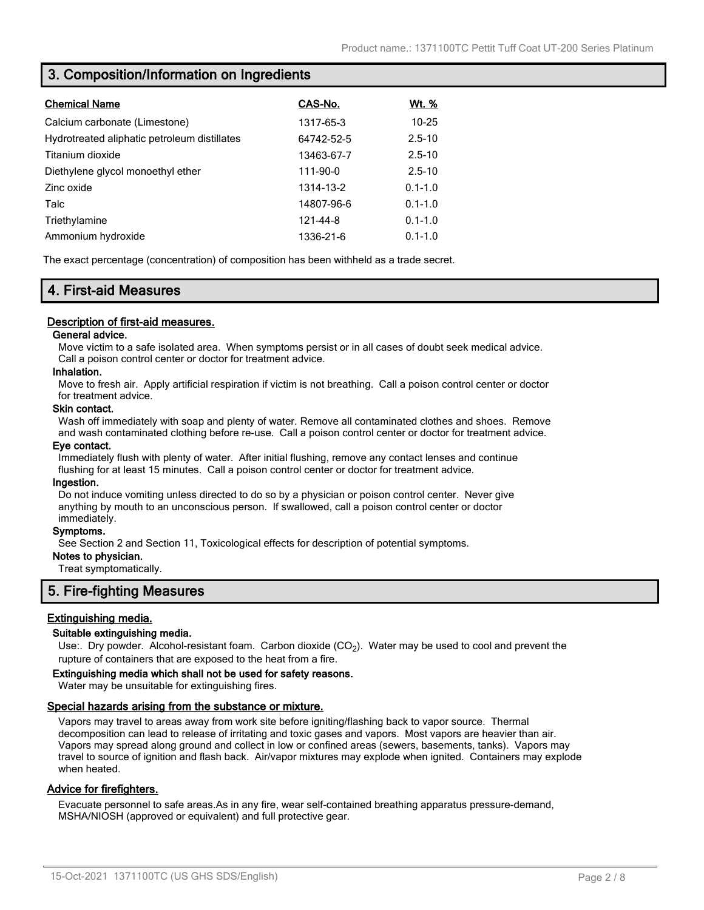## 3. Composition/Information on Ingredients

| Chemical Name | CAS-No. | Wt. % |
| --- | --- | --- |
| Calcium carbonate (Limestone) | 1317-65-3 | 10-25 |
| Hydrotreated aliphatic petroleum distillates | 64742-52-5 | 2.5-10 |
| Titanium dioxide | 13463-67-7 | 2.5-10 |
| Diethylene glycol monoethyl ether | 111-90-0 | 2.5-10 |
| Zinc oxide | 1314-13-2 | 0.1-1.0 |
| Talc | 14807-96-6 | 0.1-1.0 |
| Triethylamine | 121-44-8 | 0.1-1.0 |
| Ammonium hydroxide | 1336-21-6 | 0.1-1.0 |

The exact percentage (concentration) of composition has been withheld as a trade secret.

## 4. First-aid Measures

### Description of first-aid measures.

**General advice.**

Move victim to a safe isolated area. When symptoms persist or in all cases of doubt seek medical advice. Call a poison control center or doctor for treatment advice.

**Inhalation.**

Move to fresh air. Apply artificial respiration if victim is not breathing. Call a poison control center or doctor for treatment advice.

**Skin contact.**

Wash off immediately with soap and plenty of water. Remove all contaminated clothes and shoes. Remove and wash contaminated clothing before re-use. Call a poison control center or doctor for treatment advice.

**Eye contact.**

Immediately flush with plenty of water. After initial flushing, remove any contact lenses and continue flushing for at least 15 minutes. Call a poison control center or doctor for treatment advice.

**Ingestion.**

Do not induce vomiting unless directed to do so by a physician or poison control center. Never give anything by mouth to an unconscious person. If swallowed, call a poison control center or doctor immediately.

**Symptoms.**

See Section 2 and Section 11, Toxicological effects for description of potential symptoms.

**Notes to physician.**

Treat symptomatically.

## 5. Fire-fighting Measures

### Extinguishing media.

**Suitable extinguishing media.**

Use:. Dry powder. Alcohol-resistant foam. Carbon dioxide ($CO_2$). Water may be used to cool and prevent the rupture of containers that are exposed to the heat from a fire.

**Extinguishing media which shall not be used for safety reasons.**

Water may be unsuitable for extinguishing fires.

### Special hazards arising from the substance or mixture.

Vapors may travel to areas away from work site before igniting/flashing back to vapor source. Thermal decomposition can lead to release of irritating and toxic gases and vapors. Most vapors are heavier than air. Vapors may spread along ground and collect in low or confined areas (sewers, basements, tanks). Vapors may travel to source of ignition and flash back. Air/vapor mixtures may explode when ignited. Containers may explode when heated.

### Advice for firefighters.

Evacuate personnel to safe areas.As in any fire, wear self-contained breathing apparatus pressure-demand, MSHA/NIOSH (approved or equivalent) and full protective gear.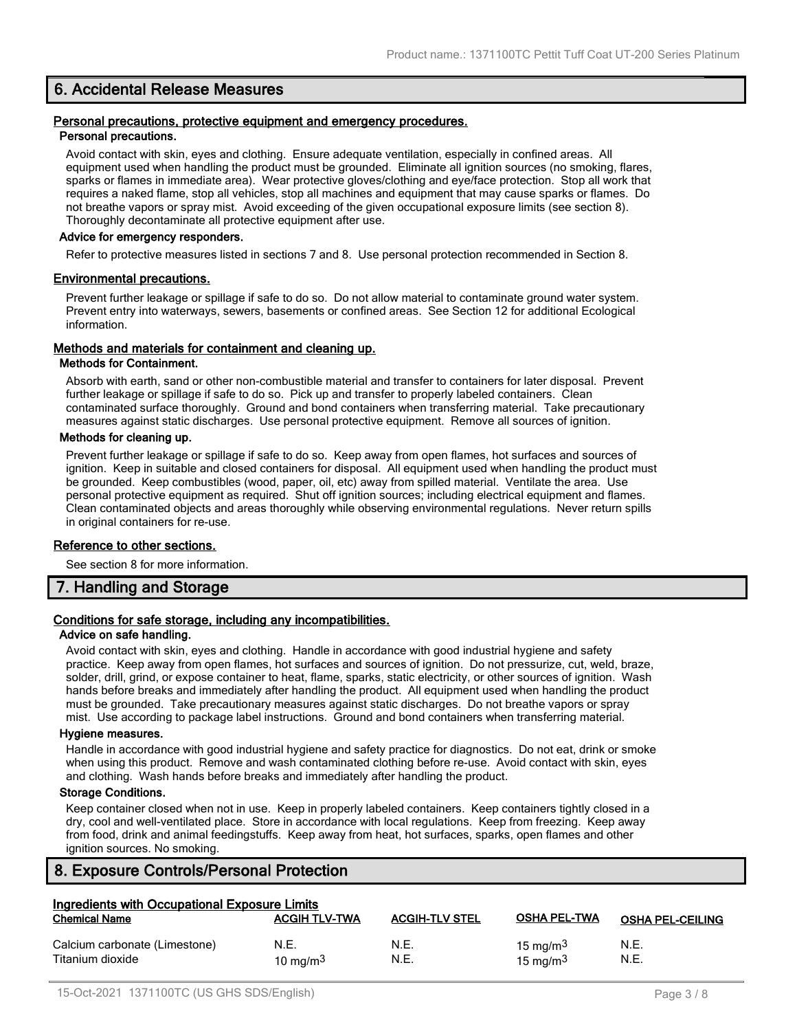## 6. Accidental Release Measures

### Personal precautions, protective equipment and emergency procedures.

#### Personal precautions.

Avoid contact with skin, eyes and clothing. Ensure adequate ventilation, especially in confined areas. All equipment used when handling the product must be grounded. Eliminate all ignition sources (no smoking, flares, sparks or flames in immediate area). Wear protective gloves/clothing and eye/face protection. Stop all work that requires a naked flame, stop all vehicles, stop all machines and equipment that may cause sparks or flames. Do not breathe vapors or spray mist. Avoid exceeding of the given occupational exposure limits (see section 8). Thoroughly decontaminate all protective equipment after use.

#### Advice for emergency responders.

Refer to protective measures listed in sections 7 and 8. Use personal protection recommended in Section 8.

### Environmental precautions.

Prevent further leakage or spillage if safe to do so. Do not allow material to contaminate ground water system. Prevent entry into waterways, sewers, basements or confined areas. See Section 12 for additional Ecological information.

### Methods and materials for containment and cleaning up.

#### Methods for Containment.

Absorb with earth, sand or other non-combustible material and transfer to containers for later disposal. Prevent further leakage or spillage if safe to do so. Pick up and transfer to properly labeled containers. Clean contaminated surface thoroughly. Ground and bond containers when transferring material. Take precautionary measures against static discharges. Use personal protective equipment. Remove all sources of ignition.

#### Methods for cleaning up.

Prevent further leakage or spillage if safe to do so. Keep away from open flames, hot surfaces and sources of ignition. Keep in suitable and closed containers for disposal. All equipment used when handling the product must be grounded. Keep combustibles (wood, paper, oil, etc) away from spilled material. Ventilate the area. Use personal protective equipment as required. Shut off ignition sources; including electrical equipment and flames. Clean contaminated objects and areas thoroughly while observing environmental regulations. Never return spills in original containers for re-use.

### Reference to other sections.

See section 8 for more information.

## 7. Handling and Storage

### Conditions for safe storage, including any incompatibilities.

#### Advice on safe handling.

Avoid contact with skin, eyes and clothing. Handle in accordance with good industrial hygiene and safety practice. Keep away from open flames, hot surfaces and sources of ignition. Do not pressurize, cut, weld, braze, solder, drill, grind, or expose container to heat, flame, sparks, static electricity, or other sources of ignition. Wash hands before breaks and immediately after handling the product. All equipment used when handling the product must be grounded. Take precautionary measures against static discharges. Do not breathe vapors or spray mist. Use according to package label instructions. Ground and bond containers when transferring material.

#### Hygiene measures.

Handle in accordance with good industrial hygiene and safety practice for diagnostics. Do not eat, drink or smoke when using this product. Remove and wash contaminated clothing before re-use. Avoid contact with skin, eyes and clothing. Wash hands before breaks and immediately after handling the product.

#### Storage Conditions.

Keep container closed when not in use. Keep in properly labeled containers. Keep containers tightly closed in a dry, cool and well-ventilated place. Store in accordance with local regulations. Keep from freezing. Keep away from food, drink and animal feedingstuffs. Keep away from heat, hot surfaces, sparks, open flames and other ignition sources. No smoking.

## 8. Exposure Controls/Personal Protection

### Ingredients with Occupational Exposure Limits

| Chemical Name | ACGIH TLV-TWA | ACGIH-TLV STEL | OSHA PEL-TWA | OSHA PEL-CEILING |
|---|---|---|---|---|
| Calcium carbonate (Limestone) | N.E. | N.E. | 15 mg/m$^3$ | N.E. |
| Titanium dioxide | 10 mg/m$^3$ | N.E. | 15 mg/m$^3$ | N.E. |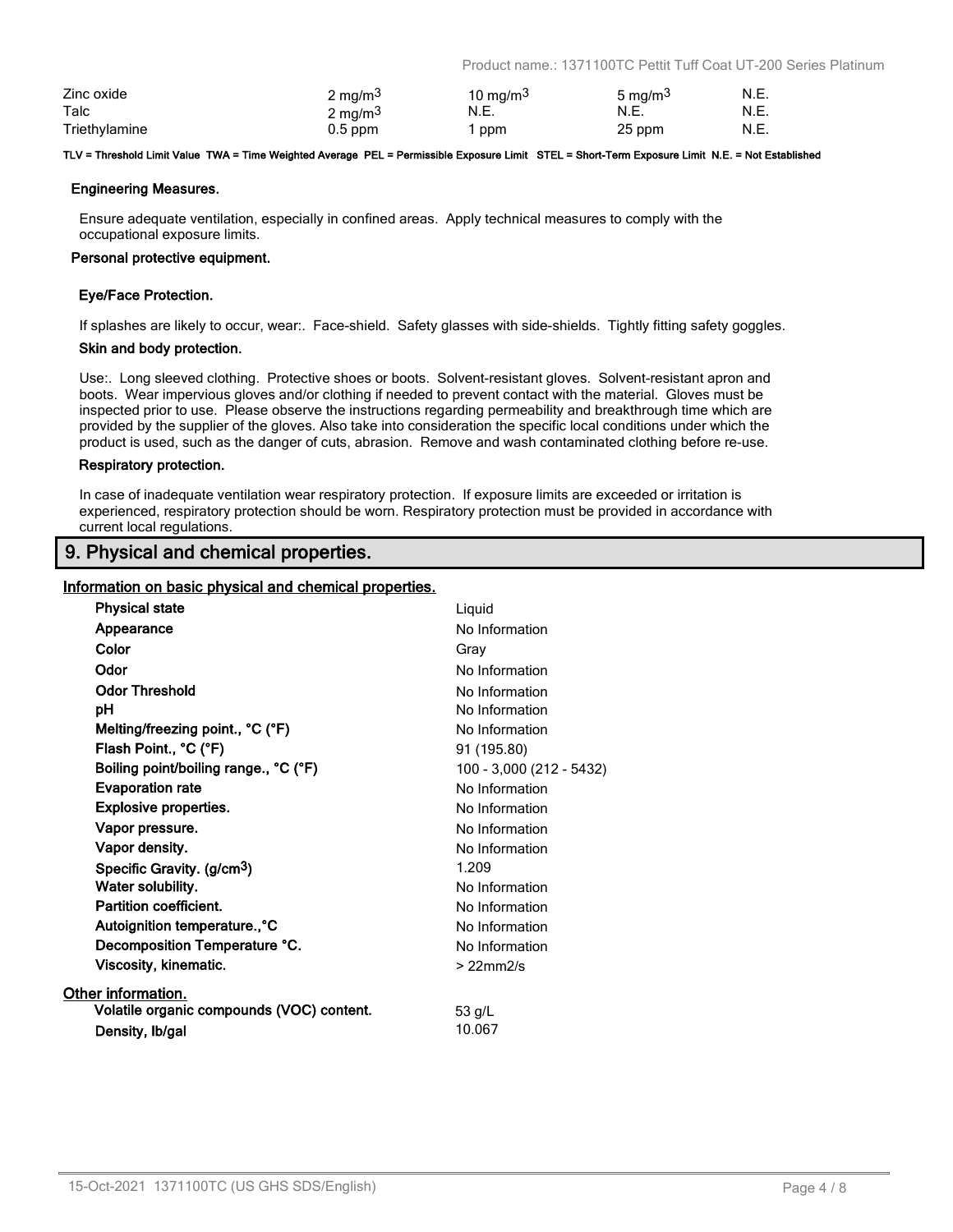| | | | | |
|---|---|---|---|---|
| Zinc oxide | 2 mg/m$^3$ | 10 mg/m$^3$ | 5 mg/m$^3$ | N.E. |
| Talc | 2 mg/m$^3$ | N.E. | N.E. | N.E. |
| Triethylamine | 0.5 ppm | 1 ppm | 25 ppm | N.E. |

**TLV = Threshold Limit Value TWA = Time Weighted Average PEL = Permissible Exposure Limit STEL = Short-Term Exposure Limit N.E. = Not Established**

### Engineering Measures.

Ensure adequate ventilation, especially in confined areas. Apply technical measures to comply with the occupational exposure limits.

### Personal protective equipment.

#### Eye/Face Protection.

If splashes are likely to occur, wear:. Face-shield. Safety glasses with side-shields. Tightly fitting safety goggles.

#### Skin and body protection.

Use:. Long sleeved clothing. Protective shoes or boots. Solvent-resistant gloves. Solvent-resistant apron and boots. Wear impervious gloves and/or clothing if needed to prevent contact with the material. Gloves must be inspected prior to use. Please observe the instructions regarding permeability and breakthrough time which are provided by the supplier of the gloves. Also take into consideration the specific local conditions under which the product is used, such as the danger of cuts, abrasion. Remove and wash contaminated clothing before re-use.

#### Respiratory protection.

In case of inadequate ventilation wear respiratory protection. If exposure limits are exceeded or irritation is experienced, respiratory protection should be worn. Respiratory protection must be provided in accordance with current local regulations.

## 9. Physical and chemical properties.

### Information on basic physical and chemical properties.

| | |
|---|---|
| **Physical state** | Liquid |
| **Appearance** | No Information |
| **Color** | Gray |
| **Odor** | No Information |
| **Odor Threshold** | No Information |
| **pH** | No Information |
| **Melting/freezing point., °C (°F)** | No Information |
| **Flash Point., °C (°F)** | 91 (195.80) |
| **Boiling point/boiling range., °C (°F)** | 100 - 3,000 (212 - 5432) |
| **Evaporation rate** | No Information |
| **Explosive properties.** | No Information |
| **Vapor pressure.** | No Information |
| **Vapor density.** | No Information |
| **Specific Gravity. (g/cm$^3$)** | 1.209 |
| **Water solubility.** | No Information |
| **Partition coefficient.** | No Information |
| **Autoignition temperature.,°C** | No Information |
| **Decomposition Temperature °C.** | No Information |
| **Viscosity, kinematic.** | > 22mm2/s |

### Other information.

| | |
|---|---|
| **Volatile organic compounds (VOC) content.** | 53 g/L |
| **Density, lb/gal** | 10.067 |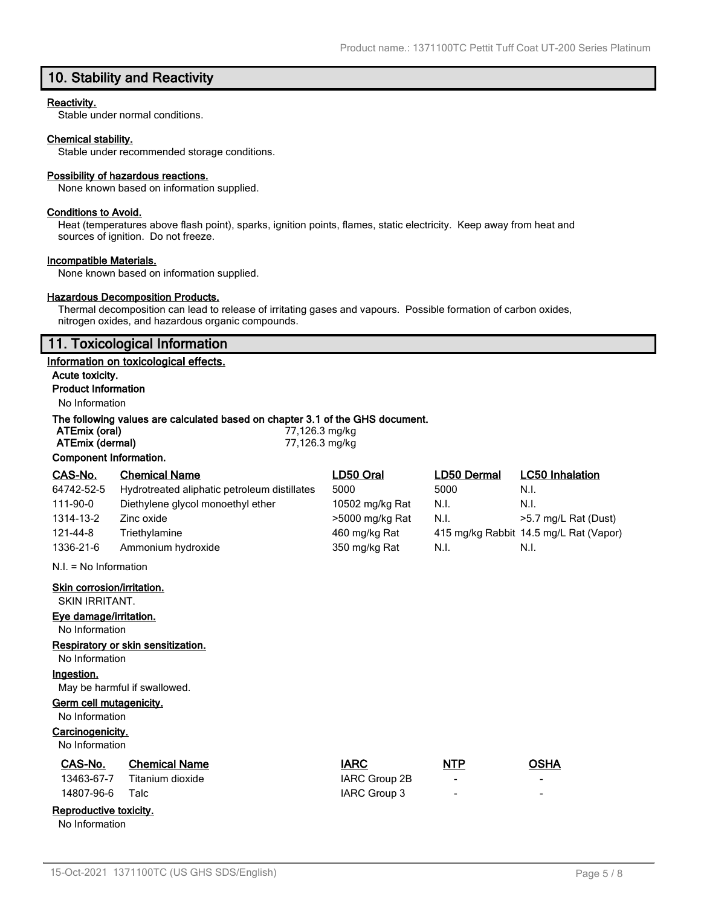## 10. Stability and Reactivity

**Reactivity.**

Stable under normal conditions.

**Chemical stability.**

Stable under recommended storage conditions.

**Possibility of hazardous reactions.**

None known based on information supplied.

**Conditions to Avoid.**

Heat (temperatures above flash point), sparks, ignition points, flames, static electricity. Keep away from heat and sources of ignition. Do not freeze.

**Incompatible Materials.**

None known based on information supplied.

**Hazardous Decomposition Products.**

Thermal decomposition can lead to release of irritating gases and vapours. Possible formation of carbon oxides, nitrogen oxides, and hazardous organic compounds.

## 11. Toxicological Information

**Information on toxicological effects.**

**Acute toxicity.**

**Product Information**

No Information

**The following values are calculated based on chapter 3.1 of the GHS document.**

| | |
|---|---|
| **ATEmix (oral)** | 77,126.3 mg/kg |
| **ATEmix (dermal)** | 77,126.3 mg/kg |

**Component Information.**

| CAS-No. | Chemical Name | LD50 Oral | LD50 Dermal | LC50 Inhalation |
|---|---|---|---|---|
| 64742-52-5 | Hydrotreated aliphatic petroleum distillates | 5000 | 5000 | N.I. |
| 111-90-0 | Diethylene glycol monoethyl ether | 10502 mg/kg Rat | N.I. | N.I. |
| 1314-13-2 | Zinc oxide | >5000 mg/kg Rat | N.I. | >5.7 mg/L Rat (Dust) |
| 121-44-8 | Triethylamine | 460 mg/kg Rat | 415 mg/kg Rabbit | 14.5 mg/L Rat (Vapor) |
| 1336-21-6 | Ammonium hydroxide | 350 mg/kg Rat | N.I. | N.I. |

N.I. = No Information

**Skin corrosion/irritation.**

SKIN IRRITANT.

**Eye damage/irritation.**

No Information

**Respiratory or skin sensitization.**

No Information

**Ingestion.**

May be harmful if swallowed.

**Germ cell mutagenicity.**

No Information

**Carcinogenicity.**

No Information

| CAS-No. | Chemical Name | IARC | NTP | OSHA |
|---|---|---|---|---|
| 13463-67-7 | Titanium dioxide | IARC Group 2B | - | - |
| 14807-96-6 | Talc | IARC Group 3 | - | - |

**Reproductive toxicity.**

No Information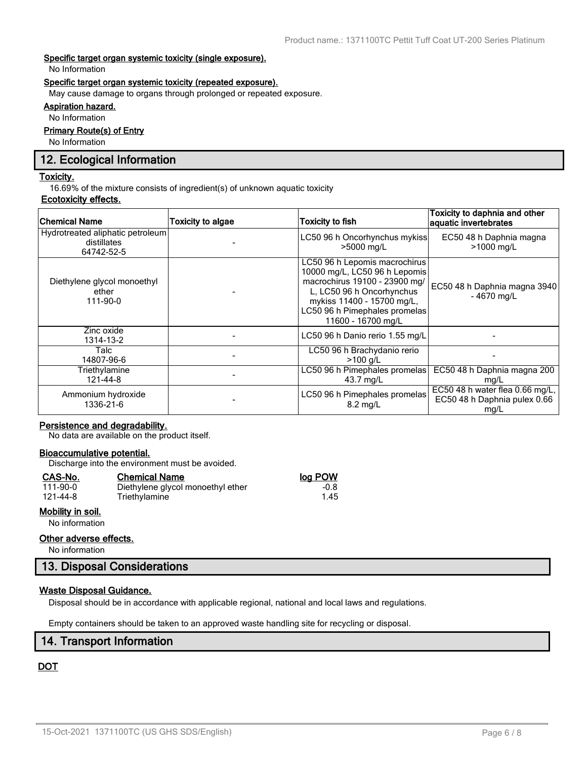**Specific target organ systemic toxicity (single exposure).**

No Information

**Specific target organ systemic toxicity (repeated exposure).**

May cause damage to organs through prolonged or repeated exposure.

**Aspiration hazard.**

No Information

**Primary Route(s) of Entry**

No Information

## 12. Ecological Information

**Toxicity.**

16.69% of the mixture consists of ingredient(s) of unknown aquatic toxicity

**Ecotoxicity effects.**

| Chemical Name | Toxicity to algae | Toxicity to fish | Toxicity to daphnia and other aquatic invertebrates |
|---|---|---|---|
| Hydrotreated aliphatic petroleum distillates 64742-52-5 | - | LC50 96 h Oncorhynchus mykiss >5000 mg/L | EC50 48 h Daphnia magna >1000 mg/L |
| Diethylene glycol monoethyl ether 111-90-0 | - | LC50 96 h Lepomis macrochirus 10000 mg/L, LC50 96 h Lepomis macrochirus 19100 - 23900 mg/L, LC50 96 h Oncorhynchus mykiss 11400 - 15700 mg/L, LC50 96 h Pimephales promelas 11600 - 16700 mg/L | EC50 48 h Daphnia magna 3940 - 4670 mg/L |
| Zinc oxide 1314-13-2 | - | LC50 96 h Danio rerio 1.55 mg/L | - |
| Talc 14807-96-6 | - | LC50 96 h Brachydanio rerio >100 g/L | - |
| Triethylamine 121-44-8 | - | LC50 96 h Pimephales promelas 43.7 mg/L | EC50 48 h Daphnia magna 200 mg/L |
| Ammonium hydroxide 1336-21-6 | - | LC50 96 h Pimephales promelas 8.2 mg/L | EC50 48 h water flea 0.66 mg/L, EC50 48 h Daphnia pulex 0.66 mg/L |

**Persistence and degradability.**

No data are available on the product itself.

**Bioaccumulative potential.**

Discharge into the environment must be avoided.

| CAS-No. | Chemical Name | log POW |
|---|---|---|
| 111-90-0 | Diethylene glycol monoethyl ether | -0.8 |
| 121-44-8 | Triethylamine | 1.45 |

**Mobility in soil.**

No information

**Other adverse effects.**

No information

## 13. Disposal Considerations

**Waste Disposal Guidance.**

Disposal should be in accordance with applicable regional, national and local laws and regulations.

Empty containers should be taken to an approved waste handling site for recycling or disposal.

## 14. Transport Information

**DOT**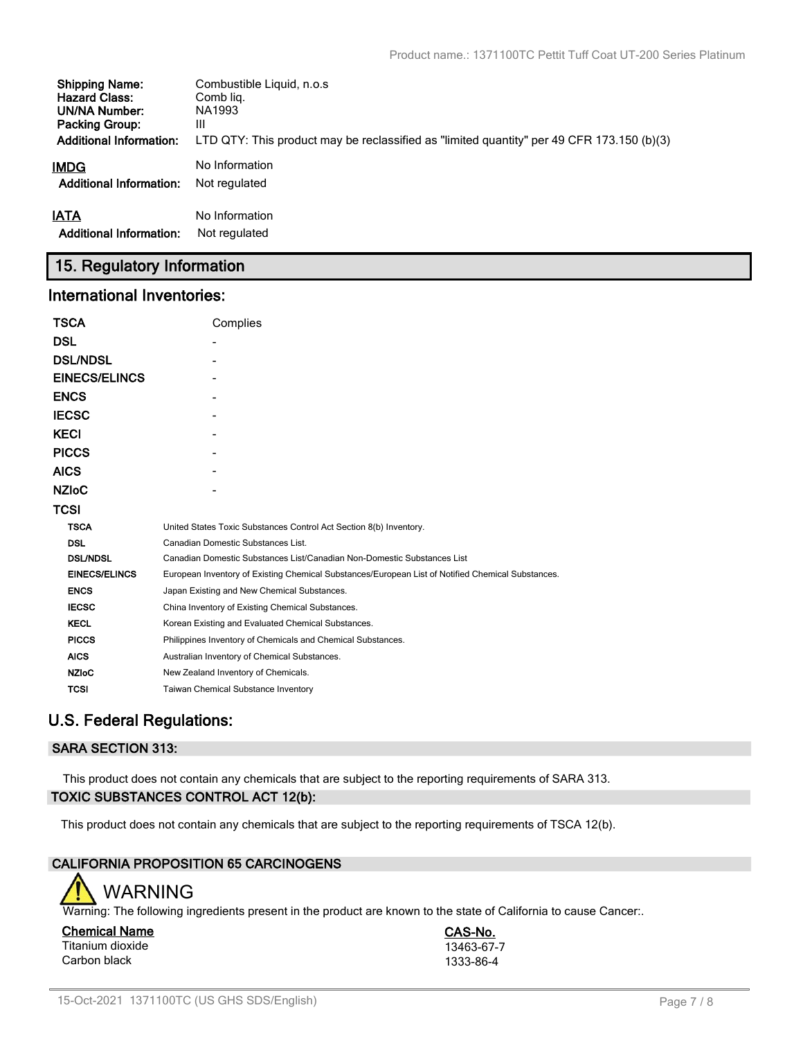| | |
|---|---|
| **Shipping Name:** | Combustible Liquid, n.o.s |
| **Hazard Class:** | Comb liq. |
| **UN/NA Number:** | NA1993 |
| **Packing Group:** | III |
| **Additional Information:** | LTD QTY: This product may be reclassified as "limited quantity" per 49 CFR 173.150 (b)(3) |

**IMDG** No Information

**Additional Information:** Not regulated

**IATA** No Information

**Additional Information:** Not regulated

## 15. Regulatory Information

### International Inventories:

| | |
|---|---|
| **TSCA** | Complies |
| **DSL** | - |
| **DSL/NDSL** | - |
| **EINECS/ELINCS** | - |
| **ENCS** | - |
| **IECSC** | - |
| **KECI** | - |
| **PICCS** | - |
| **AICS** | - |
| **NZIoC** | - |
| **TCSI** | |

| | |
|---|---|
| **TSCA** | United States Toxic Substances Control Act Section 8(b) Inventory. |
| **DSL** | Canadian Domestic Substances List. |
| **DSL/NDSL** | Canadian Domestic Substances List/Canadian Non-Domestic Substances List |
| **EINECS/ELINCS** | European Inventory of Existing Chemical Substances/European List of Notified Chemical Substances. |
| **ENCS** | Japan Existing and New Chemical Substances. |
| **IECSC** | China Inventory of Existing Chemical Substances. |
| **KECL** | Korean Existing and Evaluated Chemical Substances. |
| **PICCS** | Philippines Inventory of Chemicals and Chemical Substances. |
| **AICS** | Australian Inventory of Chemical Substances. |
| **NZIoC** | New Zealand Inventory of Chemicals. |
| **TCSI** | Taiwan Chemical Substance Inventory |

### U.S. Federal Regulations:

#### SARA SECTION 313:

This product does not contain any chemicals that are subject to the reporting requirements of SARA 313.

#### TOXIC SUBSTANCES CONTROL ACT 12(b):

This product does not contain any chemicals that are subject to the reporting requirements of TSCA 12(b).

#### CALIFORNIA PROPOSITION 65 CARCINOGENS

WARNING

Warning: The following ingredients present in the product are known to the state of California to cause Cancer:.

| Chemical Name | CAS-No. |
|---|---|
| Titanium dioxide | 13463-67-7 |
| Carbon black | 1333-86-4 |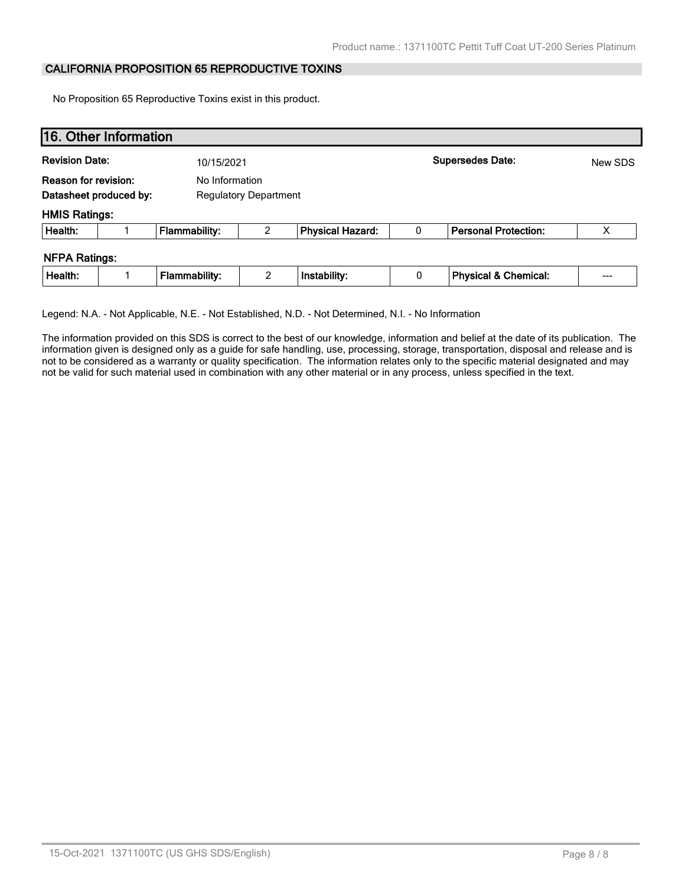## CALIFORNIA PROPOSITION 65 REPRODUCTIVE TOXINS

No Proposition 65 Reproductive Toxins exist in this product.

## 16. Other Information

**Revision Date:** 10/15/2021 **Supersedes Date:** New SDS

**Reason for revision:** No Information

**Datasheet produced by:** Regulatory Department

**HMIS Ratings:**

| | | | | | | | |
|---|---|---|---|---|---|---|---|
| **Health:** | 1 | **Flammability:** | 2 | **Physical Hazard:** | 0 | **Personal Protection:** | X |

**NFPA Ratings:**

| | | | | | | | |
|---|---|---|---|---|---|---|---|
| **Health:** | 1 | **Flammability:** | 2 | **Instability:** | 0 | **Physical & Chemical:** | --- |

Legend: N.A. - Not Applicable, N.E. - Not Established, N.D. - Not Determined, N.I. - No Information

The information provided on this SDS is correct to the best of our knowledge, information and belief at the date of its publication. The information given is designed only as a guide for safe handling, use, processing, storage, transportation, disposal and release and is not to be considered as a warranty or quality specification. The information relates only to the specific material designated and may not be valid for such material used in combination with any other material or in any process, unless specified in the text.